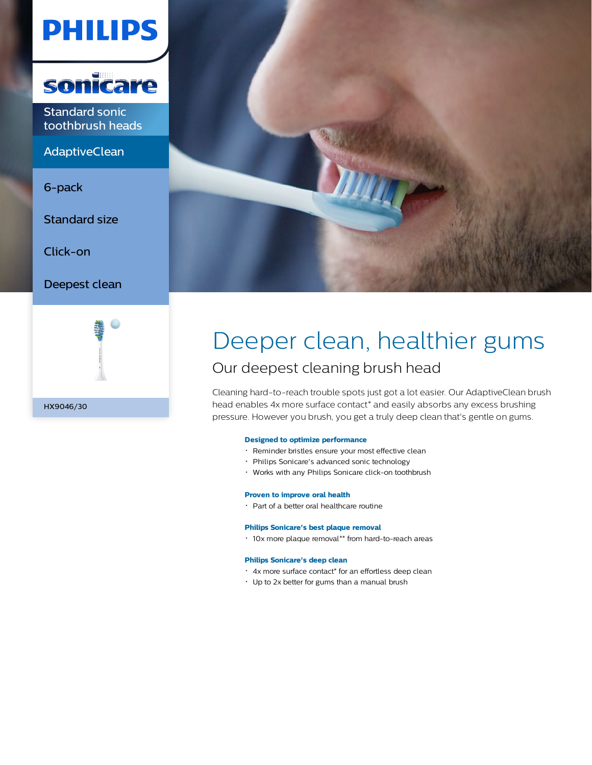PHILIPS

sonicare

Standard sonic toothbrush heads

AdaptiveClean

6-pack

Standard size

Click-on

Deepest clean

HX9046/30

# Deeper clean, healthier gums

## Our deepest cleaning brush head

Cleaning hard-to-reach trouble spots just got a lot easier. Our AdaptiveClean brush head enables 4x more surface contact* and easily absorbs any excess brushing pressure. However you brush, you get a truly deep clean that's gentle on gums.

**Designed to optimize performance**

- Reminder bristles ensure your most effective clean
- Philips Sonicare's advanced sonic technology
- Works with any Philips Sonicare click-on toothbrush

**Proven to improve oral health**

- Part of a better oral healthcare routine

**Philips Sonicare's best plaque removal**

- 10x more plaque removal** from hard-to-reach areas

**Philips Sonicare's deep clean**

- 4x more surface contact* for an effortless deep clean
- Up to 2x better for gums than a manual brush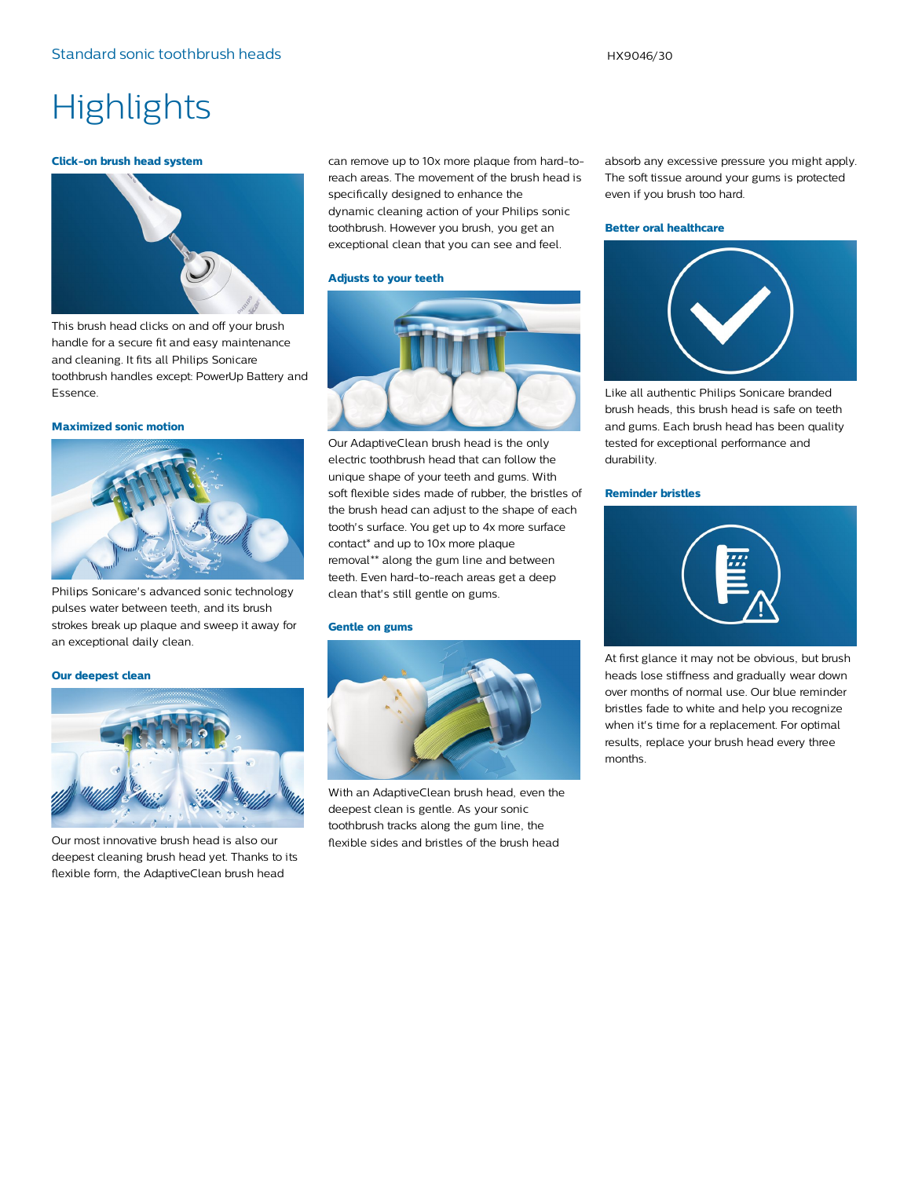# Highlights

### Click-on brush head system

This brush head clicks on and off your brush handle for a secure fit and easy maintenance and cleaning. It fits all Philips Sonicare toothbrush handles except: PowerUp Battery and Essence.

### Maximized sonic motion

Philips Sonicare's advanced sonic technology pulses water between teeth, and its brush strokes break up plaque and sweep it away for an exceptional daily clean.

### Our deepest clean

Our most innovative brush head is also our deepest cleaning brush head yet. Thanks to its flexible form, the AdaptiveClean brush head can remove up to 10x more plaque from hard-to-reach areas. The movement of the brush head is specifically designed to enhance the dynamic cleaning action of your Philips sonic toothbrush. However you brush, you get an exceptional clean that you can see and feel.

### Adjusts to your teeth

Our AdaptiveClean brush head is the only electric toothbrush head that can follow the unique shape of your teeth and gums. With soft flexible sides made of rubber, the bristles of the brush head can adjust to the shape of each tooth's surface. You get up to 4x more surface contact* and up to 10x more plaque removal** along the gum line and between teeth. Even hard-to-reach areas get a deep clean that's still gentle on gums.

### Gentle on gums

With an AdaptiveClean brush head, even the deepest clean is gentle. As your sonic toothbrush tracks along the gum line, the flexible sides and bristles of the brush head absorb any excessive pressure you might apply. The soft tissue around your gums is protected even if you brush too hard.

### Better oral healthcare

Like all authentic Philips Sonicare branded brush heads, this brush head is safe on teeth and gums. Each brush head has been quality tested for exceptional performance and durability.

### Reminder bristles

At first glance it may not be obvious, but brush heads lose stiffness and gradually wear down over months of normal use. Our blue reminder bristles fade to white and help you recognize when it's time for a replacement. For optimal results, replace your brush head every three months.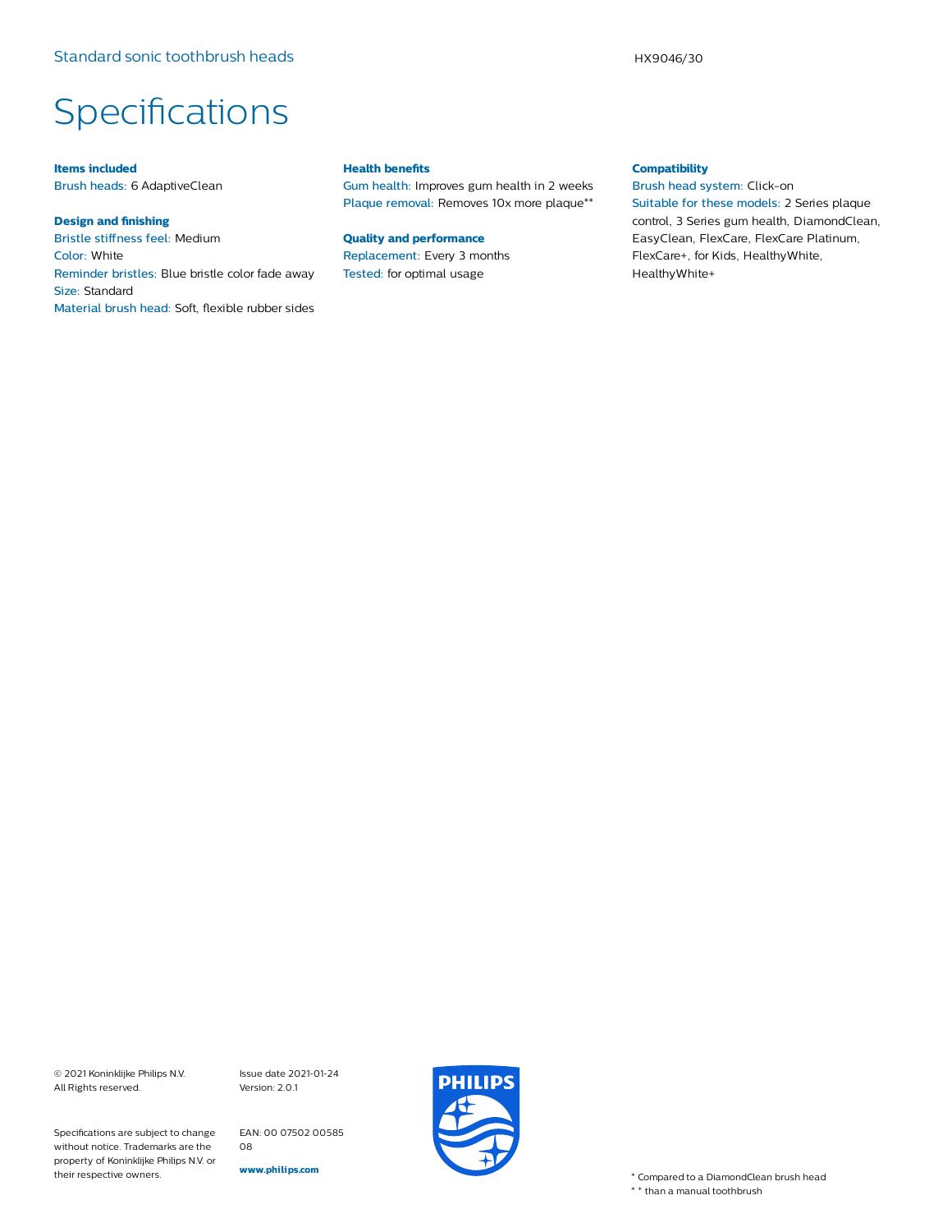# Specifications

**Items included**
Brush heads: 6 AdaptiveClean

**Design and finishing**
Bristle stiffness feel: Medium
Color: White
Reminder bristles: Blue bristle color fade away
Size: Standard
Material brush head: Soft, flexible rubber sides

**Health benefits**
Gum health: Improves gum health in 2 weeks
Plaque removal: Removes 10x more plaque**

**Quality and performance**
Replacement: Every 3 months
Tested: for optimal usage

**Compatibility**
Brush head system: Click-on
Suitable for these models: 2 Series plaque control, 3 Series gum health, DiamondClean, EasyClean, FlexCare, FlexCare Platinum, FlexCare+, for Kids, HealthyWhite, HealthyWhite+

© 2021 Koninklijke Philips N.V.
All Rights reserved.

Specifications are subject to change without notice. Trademarks are the property of Koninklijke Philips N.V. or their respective owners.

Issue date 2021-01-24
Version: 2.0.1

EAN: 00 07502 00585 08

www.philips.com

\* Compared to a DiamondClean brush head
\* \* than a manual toothbrush